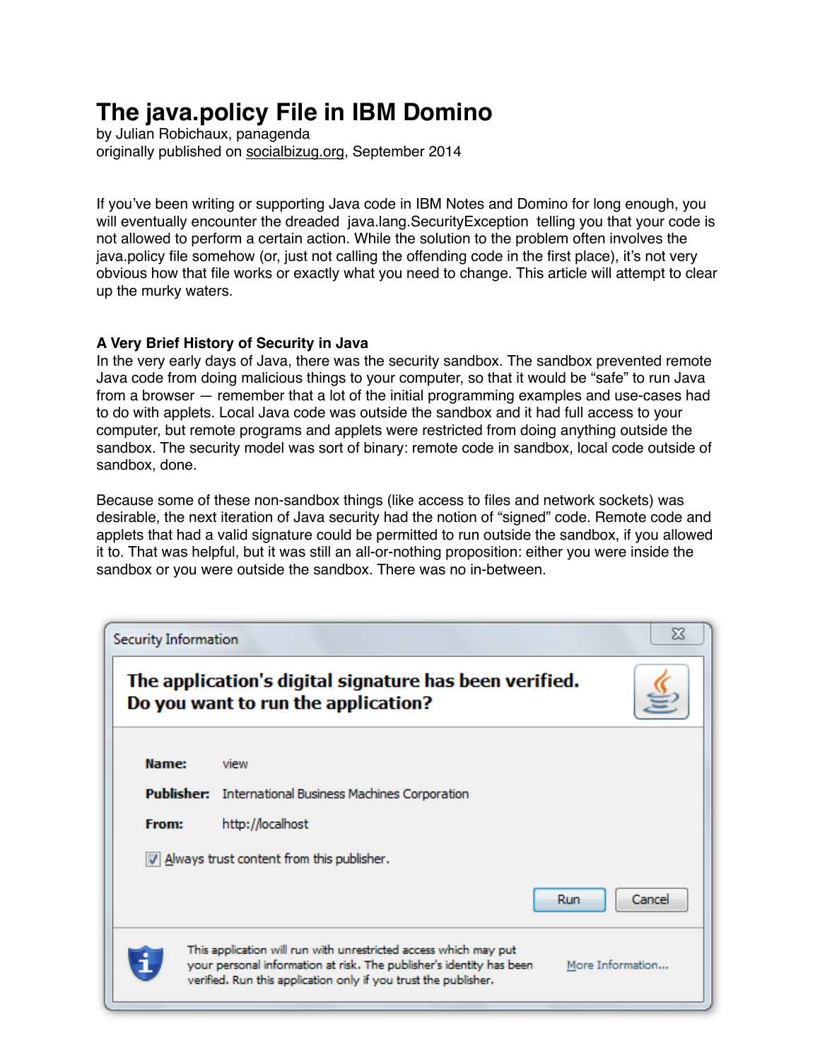# The java.policy File in IBM Domino

by Julian Robichaux, panagenda
originally published on socialbizug.org, September 2014

If you've been writing or supporting Java code in IBM Notes and Domino for long enough, you will eventually encounter the dreaded java.lang.SecurityException telling you that your code is not allowed to perform a certain action. While the solution to the problem often involves the java.policy file somehow (or, just not calling the offending code in the first place), it's not very obvious how that file works or exactly what you need to change. This article will attempt to clear up the murky waters.

### A Very Brief History of Security in Java

In the very early days of Java, there was the security sandbox. The sandbox prevented remote Java code from doing malicious things to your computer, so that it would be "safe" to run Java from a browser — remember that a lot of the initial programming examples and use-cases had to do with applets. Local Java code was outside the sandbox and it had full access to your computer, but remote programs and applets were restricted from doing anything outside the sandbox. The security model was sort of binary: remote code in sandbox, local code outside of sandbox, done.

Because some of these non-sandbox things (like access to files and network sockets) was desirable, the next iteration of Java security had the notion of "signed" code. Remote code and applets that had a valid signature could be permitted to run outside the sandbox, if you allowed it to. That was helpful, but it was still an all-or-nothing proposition: either you were inside the sandbox or you were outside the sandbox. There was no in-between.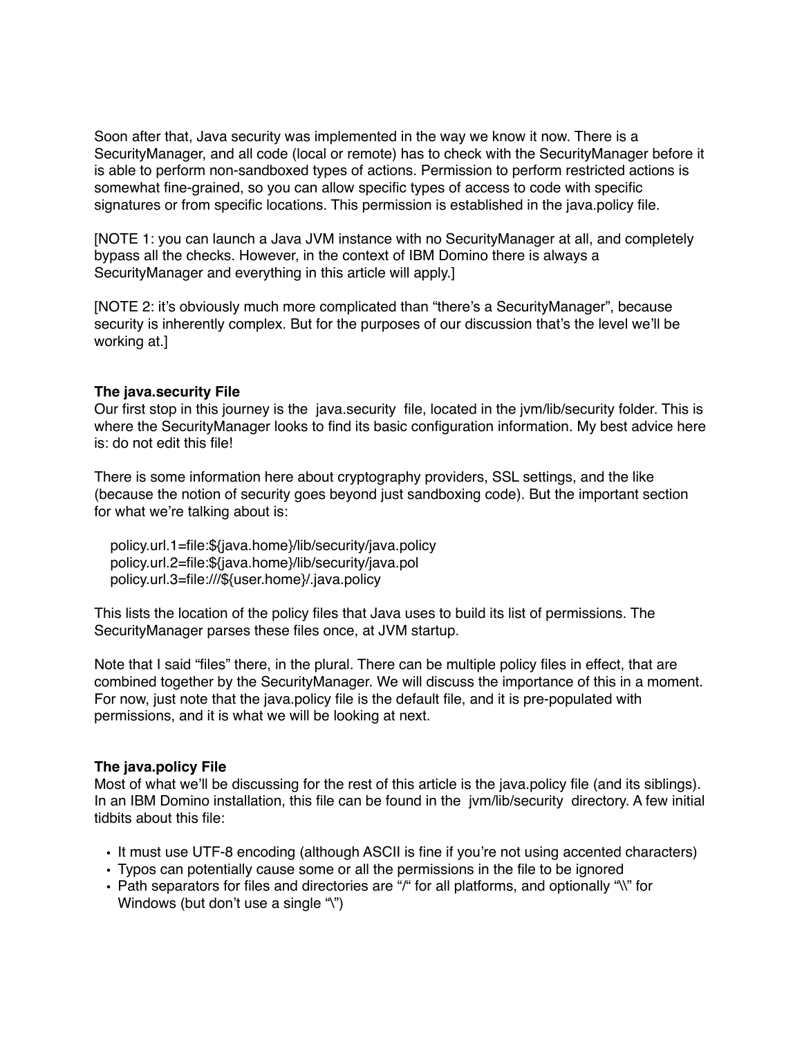Soon after that, Java security was implemented in the way we know it now. There is a SecurityManager, and all code (local or remote) has to check with the SecurityManager before it is able to perform non-sandboxed types of actions. Permission to perform restricted actions is somewhat fine-grained, so you can allow specific types of access to code with specific signatures or from specific locations. This permission is established in the java.policy file.

[NOTE 1: you can launch a Java JVM instance with no SecurityManager at all, and completely bypass all the checks. However, in the context of IBM Domino there is always a SecurityManager and everything in this article will apply.]

[NOTE 2: it's obviously much more complicated than "there's a SecurityManager", because security is inherently complex. But for the purposes of our discussion that's the level we'll be working at.]

**The java.security File**
Our first stop in this journey is the java.security file, located in the jvm/lib/security folder. This is where the SecurityManager looks to find its basic configuration information. My best advice here is: do not edit this file!

There is some information here about cryptography providers, SSL settings, and the like (because the notion of security goes beyond just sandboxing code). But the important section for what we're talking about is:

```
policy.url.1=file:${java.home}/lib/security/java.policy
policy.url.2=file:${java.home}/lib/security/java.pol
policy.url.3=file:///${user.home}/.java.policy
```

This lists the location of the policy files that Java uses to build its list of permissions. The SecurityManager parses these files once, at JVM startup.

Note that I said "files" there, in the plural. There can be multiple policy files in effect, that are combined together by the SecurityManager. We will discuss the importance of this in a moment. For now, just note that the java.policy file is the default file, and it is pre-populated with permissions, and it is what we will be looking at next.

**The java.policy File**
Most of what we'll be discussing for the rest of this article is the java.policy file (and its siblings). In an IBM Domino installation, this file can be found in the jvm/lib/security directory. A few initial tidbits about this file:

- It must use UTF-8 encoding (although ASCII is fine if you're not using accented characters)
- Typos can potentially cause some or all the permissions in the file to be ignored
- Path separators for files and directories are "/" for all platforms, and optionally "\\" for Windows (but don't use a single "\")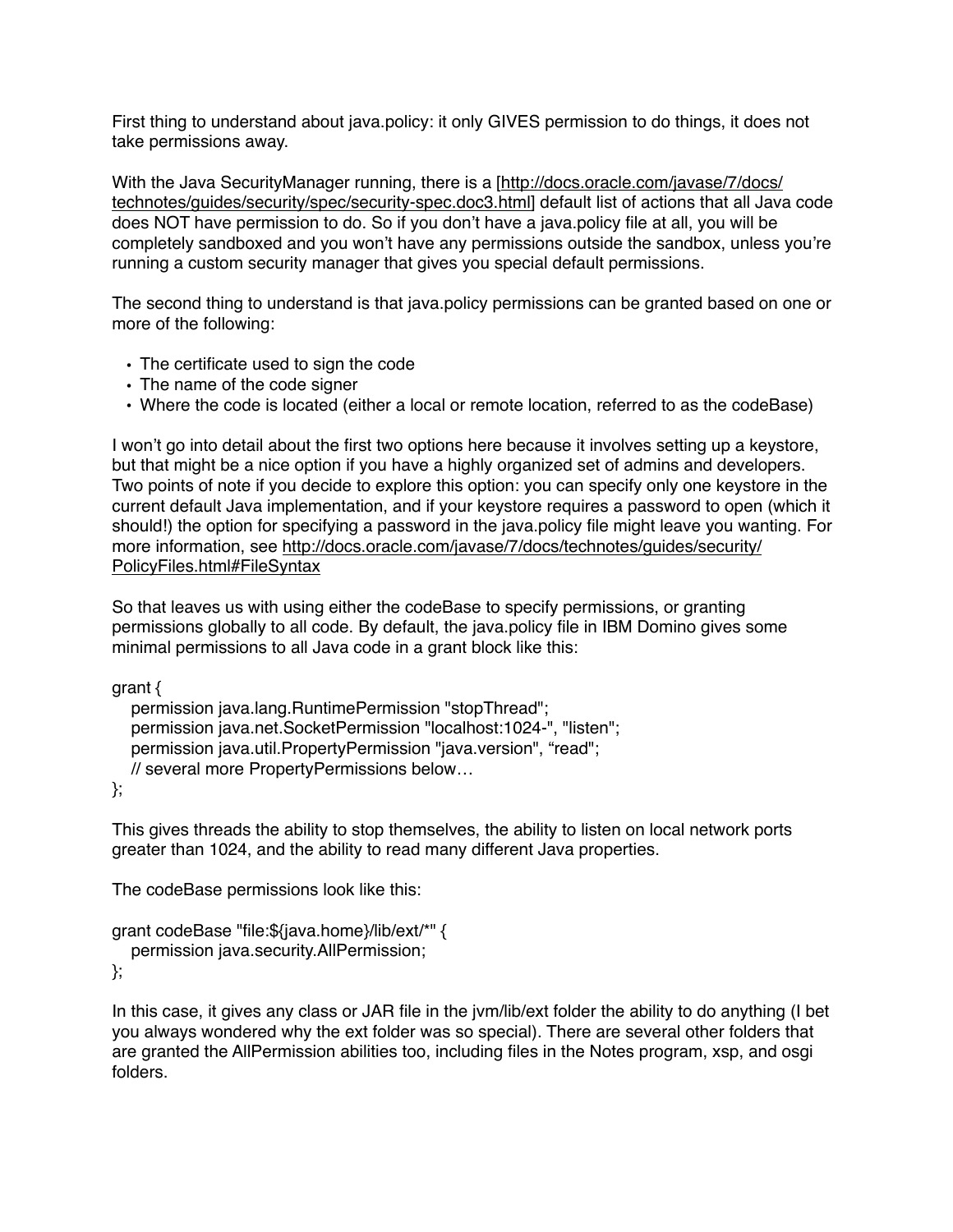First thing to understand about java.policy: it only GIVES permission to do things, it does not take permissions away.

With the Java SecurityManager running, there is a [http://docs.oracle.com/javase/7/docs/technotes/guides/security/spec/security-spec.doc3.html] default list of actions that all Java code does NOT have permission to do. So if you don't have a java.policy file at all, you will be completely sandboxed and you won't have any permissions outside the sandbox, unless you're running a custom security manager that gives you special default permissions.

The second thing to understand is that java.policy permissions can be granted based on one or more of the following:

- The certificate used to sign the code
- The name of the code signer
- Where the code is located (either a local or remote location, referred to as the codeBase)

I won't go into detail about the first two options here because it involves setting up a keystore, but that might be a nice option if you have a highly organized set of admins and developers. Two points of note if you decide to explore this option: you can specify only one keystore in the current default Java implementation, and if your keystore requires a password to open (which it should!) the option for specifying a password in the java.policy file might leave you wanting. For more information, see http://docs.oracle.com/javase/7/docs/technotes/guides/security/PolicyFiles.html#FileSyntax

So that leaves us with using either the codeBase to specify permissions, or granting permissions globally to all code. By default, the java.policy file in IBM Domino gives some minimal permissions to all Java code in a grant block like this:

```
grant {
   permission java.lang.RuntimePermission "stopThread";
   permission java.net.SocketPermission "localhost:1024-", "listen";
   permission java.util.PropertyPermission "java.version", "read";
   // several more PropertyPermissions below…
};
```

This gives threads the ability to stop themselves, the ability to listen on local network ports greater than 1024, and the ability to read many different Java properties.

The codeBase permissions look like this:

```
grant codeBase "file:${java.home}/lib/ext/*" {
   permission java.security.AllPermission;
};
```

In this case, it gives any class or JAR file in the jvm/lib/ext folder the ability to do anything (I bet you always wondered why the ext folder was so special). There are several other folders that are granted the AllPermission abilities too, including files in the Notes program, xsp, and osgi folders.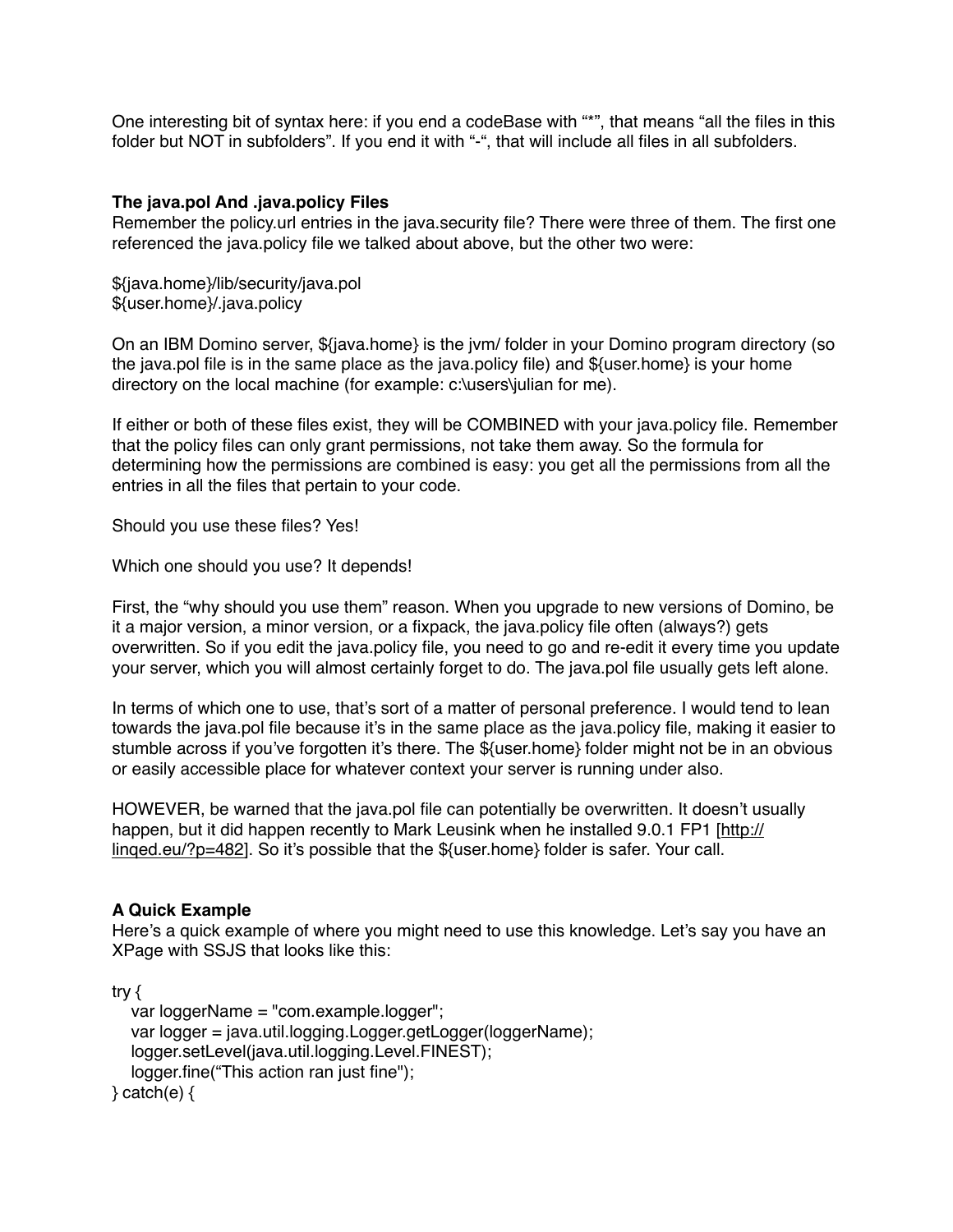One interesting bit of syntax here: if you end a codeBase with "*", that means "all the files in this folder but NOT in subfolders". If you end it with "-", that will include all files in all subfolders.

**The java.pol And .java.policy Files**

Remember the policy.url entries in the java.security file? There were three of them. The first one referenced the java.policy file we talked about above, but the other two were:

${java.home}/lib/security/java.pol
${user.home}/.java.policy

On an IBM Domino server, ${java.home} is the jvm/ folder in your Domino program directory (so the java.pol file is in the same place as the java.policy file) and ${user.home} is your home directory on the local machine (for example: c:\users\julian for me).

If either or both of these files exist, they will be COMBINED with your java.policy file. Remember that the policy files can only grant permissions, not take them away. So the formula for determining how the permissions are combined is easy: you get all the permissions from all the entries in all the files that pertain to your code.

Should you use these files? Yes!

Which one should you use? It depends!

First, the "why should you use them" reason. When you upgrade to new versions of Domino, be it a major version, a minor version, or a fixpack, the java.policy file often (always?) gets overwritten. So if you edit the java.policy file, you need to go and re-edit it every time you update your server, which you will almost certainly forget to do. The java.pol file usually gets left alone.

In terms of which one to use, that's sort of a matter of personal preference. I would tend to lean towards the java.pol file because it's in the same place as the java.policy file, making it easier to stumble across if you've forgotten it's there. The ${user.home} folder might not be in an obvious or easily accessible place for whatever context your server is running under also.

HOWEVER, be warned that the java.pol file can potentially be overwritten. It doesn't usually happen, but it did happen recently to Mark Leusink when he installed 9.0.1 FP1 [http://linqed.eu/?p=482]. So it's possible that the ${user.home} folder is safer. Your call.

**A Quick Example**

Here's a quick example of where you might need to use this knowledge. Let's say you have an XPage with SSJS that looks like this:

```
try {
   var loggerName = "com.example.logger";
   var logger = java.util.logging.Logger.getLogger(loggerName);
   logger.setLevel(java.util.logging.Level.FINEST);
   logger.fine("This action ran just fine");
} catch(e) {
```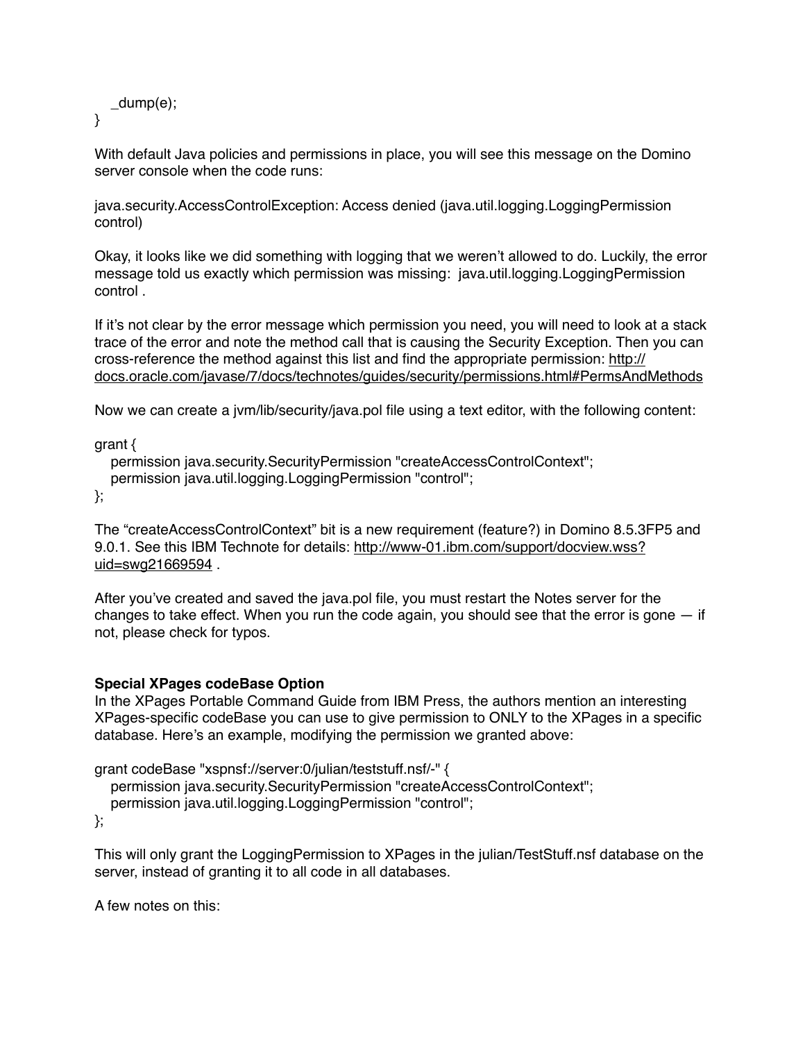```
   _dump(e);
}
```

With default Java policies and permissions in place, you will see this message on the Domino server console when the code runs:

java.security.AccessControlException: Access denied (java.util.logging.LoggingPermission control)

Okay, it looks like we did something with logging that we weren't allowed to do. Luckily, the error message told us exactly which permission was missing:  java.util.logging.LoggingPermission control .

If it's not clear by the error message which permission you need, you will need to look at a stack trace of the error and note the method call that is causing the Security Exception. Then you can cross-reference the method against this list and find the appropriate permission: http://docs.oracle.com/javase/7/docs/technotes/guides/security/permissions.html#PermsAndMethods

Now we can create a jvm/lib/security/java.pol file using a text editor, with the following content:

```
grant {
   permission java.security.SecurityPermission "createAccessControlContext";
   permission java.util.logging.LoggingPermission "control";
};
```

The "createAccessControlContext" bit is a new requirement (feature?) in Domino 8.5.3FP5 and 9.0.1. See this IBM Technote for details: http://www-01.ibm.com/support/docview.wss?uid=swg21669594 .

After you've created and saved the java.pol file, you must restart the Notes server for the changes to take effect. When you run the code again, you should see that the error is gone — if not, please check for typos.

**Special XPages codeBase Option**

In the XPages Portable Command Guide from IBM Press, the authors mention an interesting XPages-specific codeBase you can use to give permission to ONLY to the XPages in a specific database. Here's an example, modifying the permission we granted above:

```
grant codeBase "xspnsf://server:0/julian/teststuff.nsf/-" {
   permission java.security.SecurityPermission "createAccessControlContext";
   permission java.util.logging.LoggingPermission "control";
};
```

This will only grant the LoggingPermission to XPages in the julian/TestStuff.nsf database on the server, instead of granting it to all code in all databases.

A few notes on this: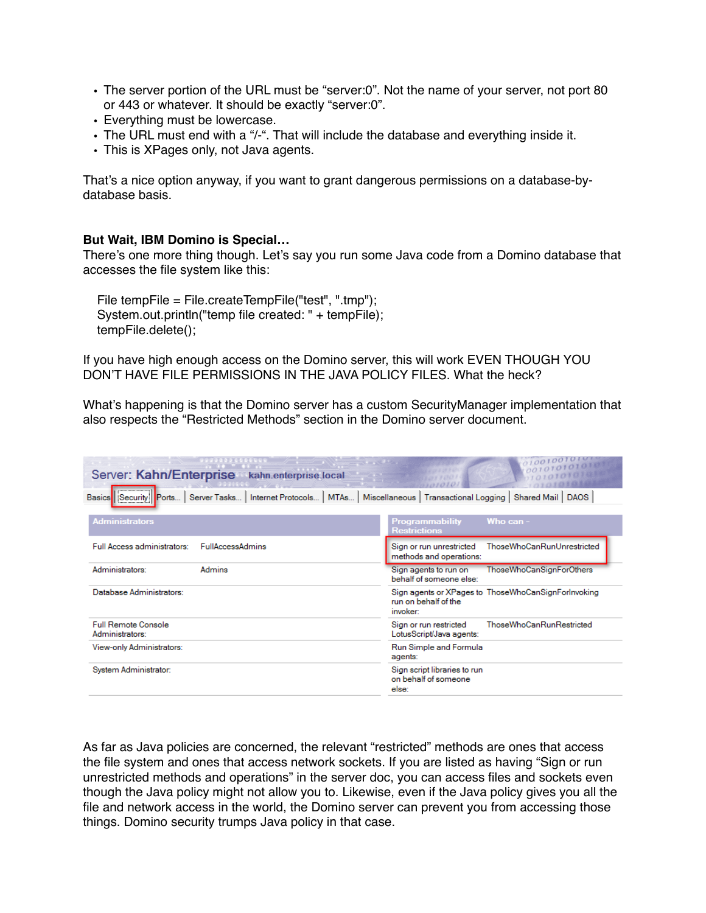- The server portion of the URL must be “server:0”. Not the name of your server, not port 80 or 443 or whatever. It should be exactly “server:0”.
- Everything must be lowercase.
- The URL must end with a “/-“. That will include the database and everything inside it.
- This is XPages only, not Java agents.

That’s a nice option anyway, if you want to grant dangerous permissions on a database-by-database basis.

**But Wait, IBM Domino is Special…**
There’s one more thing though. Let’s say you run some Java code from a Domino database that accesses the file system like this:

```
File tempFile = File.createTempFile("test", ".tmp");
System.out.println("temp file created: " + tempFile);
tempFile.delete();
```

If you have high enough access on the Domino server, this will work EVEN THOUGH YOU DON’T HAVE FILE PERMISSIONS IN THE JAVA POLICY FILES. What the heck?

What’s happening is that the Domino server has a custom SecurityManager implementation that also respects the “Restricted Methods” section in the Domino server document.

Server: Kahn/Enterprise kahn.enterprise.local

Basics | Security | Ports... | Server Tasks... | Internet Protocols... | MTAs... | Miscellaneous | Transactional Logging | Shared Mail | DAOS

| Administrators | |
|---|---|
| Full Access administrators: | FullAccessAdmins |
| Administrators: | Admins |
| Database Administrators: | |
| Full Remote Console Administrators: | |
| View-only Administrators: | |
| System Administrator: | |

| Programmability Restrictions | Who can - |
|---|---|
| Sign or run unrestricted methods and operations: | ThoseWhoCanRunUnrestricted |
| Sign agents to run on behalf of someone else: | ThoseWhoCanSignForOthers |
| Sign agents or XPages to run on behalf of the invoker: | ThoseWhoCanSignForInvoking |
| Sign or run restricted LotusScript/Java agents: | ThoseWhoCanRunRestricted |
| Run Simple and Formula agents: | |
| Sign script libraries to run on behalf of someone else: | |

As far as Java policies are concerned, the relevant “restricted” methods are ones that access the file system and ones that access network sockets. If you are listed as having “Sign or run unrestricted methods and operations” in the server doc, you can access files and sockets even though the Java policy might not allow you to. Likewise, even if the Java policy gives you all the file and network access in the world, the Domino server can prevent you from accessing those things. Domino security trumps Java policy in that case.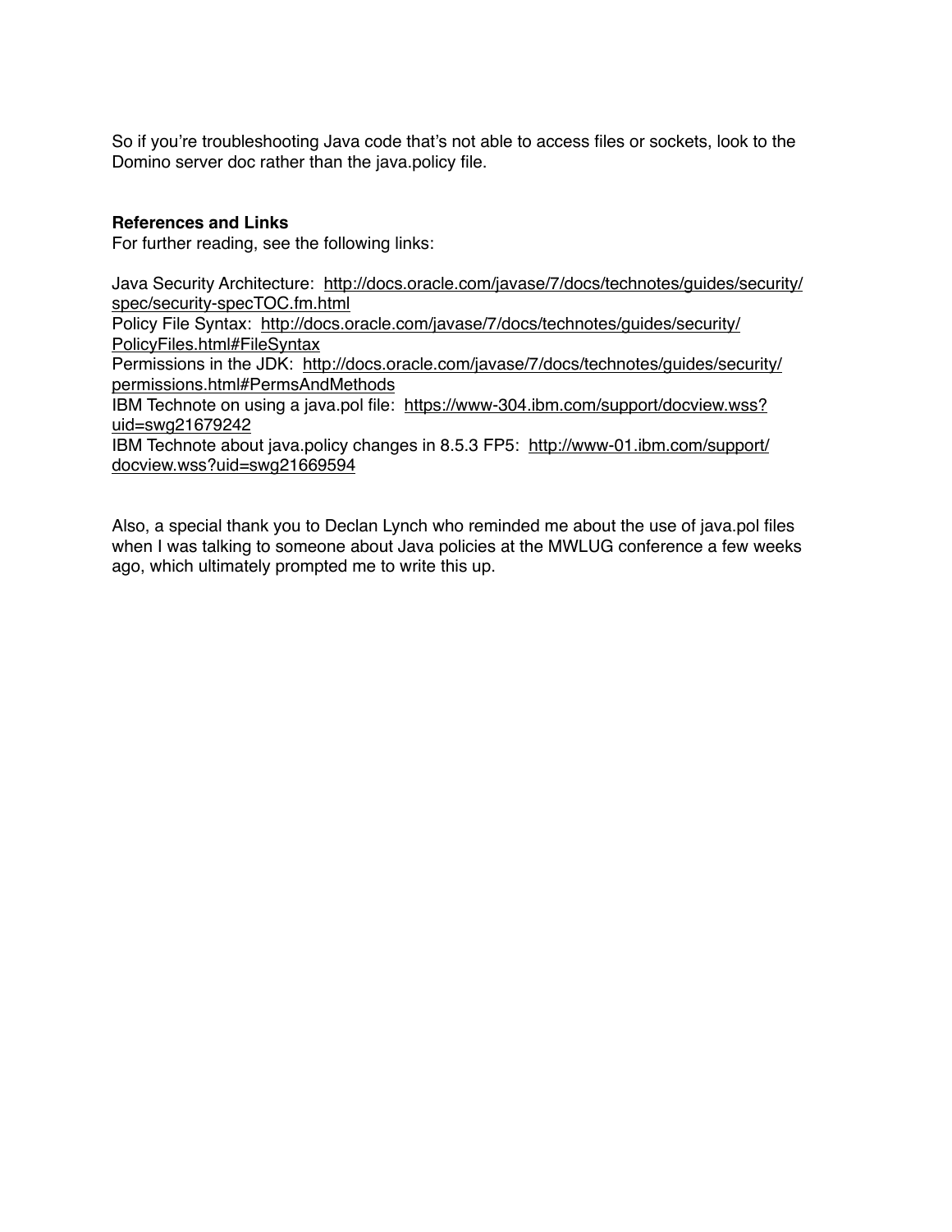So if you're troubleshooting Java code that's not able to access files or sockets, look to the Domino server doc rather than the java.policy file.

**References and Links**

For further reading, see the following links:

Java Security Architecture: http://docs.oracle.com/javase/7/docs/technotes/guides/security/spec/security-specTOC.fm.html
Policy File Syntax: http://docs.oracle.com/javase/7/docs/technotes/guides/security/PolicyFiles.html#FileSyntax
Permissions in the JDK: http://docs.oracle.com/javase/7/docs/technotes/guides/security/permissions.html#PermsAndMethods
IBM Technote on using a java.pol file: https://www-304.ibm.com/support/docview.wss?uid=swg21679242
IBM Technote about java.policy changes in 8.5.3 FP5: http://www-01.ibm.com/support/docview.wss?uid=swg21669594

Also, a special thank you to Declan Lynch who reminded me about the use of java.pol files when I was talking to someone about Java policies at the MWLUG conference a few weeks ago, which ultimately prompted me to write this up.